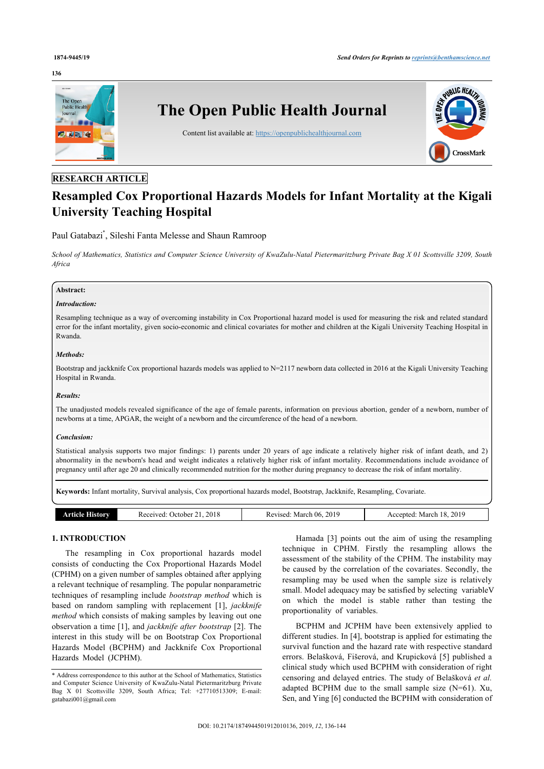RESEARCH ARTICLE

# Resampled Cox Proportional Hazards Models for Infant Mortality at the Kigali University Teaching Hospital

Paul Gatabazi*, Sileshi Fanta Melesse and Shaun Ramroop

*School of Mathematics, Statistics and Computer Science University of KwaZulu-Natal Pietermaritzburg Private Bag X 01 Scottsville 3209, South Africa*

**Abstract:**

***Introduction:***

Resampling technique as a way of overcoming instability in Cox Proportional hazard model is used for measuring the risk and related standard error for the infant mortality, given socio-economic and clinical covariates for mother and children at the Kigali University Teaching Hospital in Rwanda.

***Methods:***

Bootstrap and jackknife Cox proportional hazards models was applied to N=2117 newborn data collected in 2016 at the Kigali University Teaching Hospital in Rwanda.

***Results:***

The unadjusted models revealed significance of the age of female parents, information on previous abortion, gender of a newborn, number of newborns at a time, APGAR, the weight of a newborn and the circumference of the head of a newborn.

***Conclusion:***

Statistical analysis supports two major findings: 1) parents under 20 years of age indicate a relatively higher risk of infant death, and 2) abnormality in the newborn's head and weight indicates a relatively higher risk of infant mortality. Recommendations include avoidance of pregnancy until after age 20 and clinically recommended nutrition for the mother during pregnancy to decrease the risk of infant mortality.

**Keywords:** Infant mortality, Survival analysis, Cox proportional hazards model, Bootstrap, Jackknife, Resampling, Covariate.

| Article History | Received: October 21, 2018 | Revised: March 06, 2019 | Accepted: March 18, 2019 |
|---|---|---|---|

## 1. INTRODUCTION

The resampling in Cox proportional hazards model consists of conducting the Cox Proportional Hazards Model (CPHM) on a given number of samples obtained after applying a relevant technique of resampling. The popular nonparametric techniques of resampling include *bootstrap method* which is based on random sampling with replacement [1], *jackknife method* which consists of making samples by leaving out one observation a time [1], and *jackknife after bootstrap* [2]. The interest in this study will be on Bootstrap Cox Proportional Hazards Model (BCPHM) and Jackknife Cox Proportional Hazards Model (JCPHM).

Hamada [3] points out the aim of using the resampling technique in CPHM. Firstly the resampling allows the assessment of the stability of the CPHM. The instability may be caused by the correlation of the covariates. Secondly, the resampling may be used when the sample size is relatively small. Model adequacy may be satisfied by selecting variableV on which the model is stable rather than testing the proportionality of variables.

BCPHM and JCPHM have been extensively applied to different studies. In [4], bootstrap is applied for estimating the survival function and the hazard rate with respective standard errors. Belašková, Fišerová, and Krupicková [5] published a clinical study which used BCPHM with consideration of right censoring and delayed entries. The study of Belašková *et al.* adapted BCPHM due to the small sample size (N=61). Xu, Sen, and Ying [6] conducted the BCPHM with consideration of

* Address correspondence to this author at the School of Mathematics, Statistics and Computer Science University of KwaZulu-Natal Pietermaritzburg Private Bag X 01 Scottsville 3209, South Africa; Tel: +27710513309; E-mail: gatabazi001@gmail.com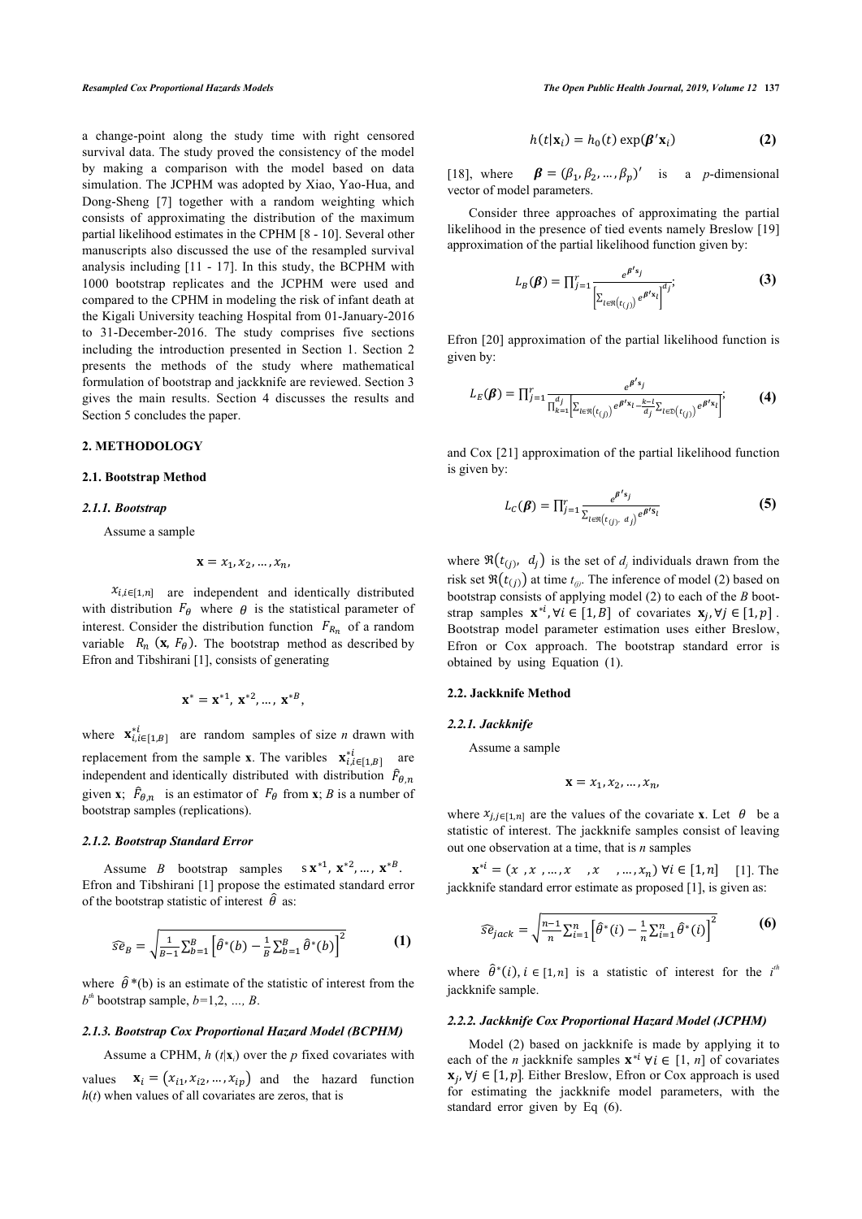a change-point along the study time with right censored survival data. The study proved the consistency of the model by making a comparison with the model based on data simulation. The JCPHM was adopted by Xiao, Yao-Hua, and Dong-Sheng [7] together with a random weighting which consists of approximating the distribution of the maximum partial likelihood estimates in the CPHM [8 - 10]. Several other manuscripts also discussed the use of the resampled survival analysis including [11 - 17]. In this study, the BCPHM with 1000 bootstrap replicates and the JCPHM were used and compared to the CPHM in modeling the risk of infant death at the Kigali University teaching Hospital from 01-January-2016 to 31-December-2016. The study comprises five sections including the introduction presented in Section 1. Section 2 presents the methods of the study where mathematical formulation of bootstrap and jackknife are reviewed. Section 3 gives the main results. Section 4 discusses the results and Section 5 concludes the paper.

## 2. METHODOLOGY

### 2.1. Bootstrap Method

#### *2.1.1. Bootstrap*

Assume a sample

$$\mathbf{x} = x_1, x_2, \ldots, x_n,$$

$x_{i,i\in[1,n]}$ are independent and identically distributed with distribution $F_\theta$ where $\theta$ is the statistical parameter of interest. Consider the distribution function $F_{R_n}$ of a random variable $R_n\,(\mathbf{x}, F_\theta)$. The bootstrap method as described by Efron and Tibshirani [1], consists of generating

$$\mathbf{x}^* = \mathbf{x}^{*1}, \mathbf{x}^{*2}, \ldots, \mathbf{x}^{*B},$$

where $\mathbf{x}^{*i}_{i,i\in[1,B]}$ are random samples of size *n* drawn with replacement from the sample **x**. The varibles $\mathbf{x}^{*i}_{i,i\in[1,B]}$ are independent and identically distributed with distribution $\hat{F}_{\theta,n}$ given **x**; $\hat{F}_{\theta,n}$ is an estimator of $F_\theta$ from **x**; *B* is a number of bootstrap samples (replications).

#### *2.1.2. Bootstrap Standard Error*

Assume *B* bootstrap samples s $\mathbf{x}^{*1}, \mathbf{x}^{*2}, \ldots, \mathbf{x}^{*B}$. Efron and Tibshirani [1] propose the estimated standard error of the bootstrap statistic of interest $\hat{\theta}$ as:

$$\widehat{se}_B = \sqrt{\frac{1}{B-1}\sum_{b=1}^{B}\left[\hat{\theta}^*(b) - \frac{1}{B}\sum_{b=1}^{B}\hat{\theta}^*(b)\right]^2} \tag{1}$$

where $\hat{\theta}^*(b)$ is an estimate of the statistic of interest from the $b^{th}$ bootstrap sample, $b$=1,2, ..., *B*.

#### *2.1.3. Bootstrap Cox Proportional Hazard Model (BCPHM)*

Assume a CPHM, $h\,(t|\mathbf{x}_i)$ over the *p* fixed covariates with values $\mathbf{x}_i = (x_{i1}, x_{i2}, \ldots, x_{ip})$ and the hazard function $h(t)$ when values of all covariates are zeros, that is

$$h(t|\mathbf{x}_i) = h_0(t)\exp(\boldsymbol{\beta}'\mathbf{x}_i) \tag{2}$$

[18], where $\boldsymbol{\beta} = (\beta_1, \beta_2, \ldots, \beta_p)'$ is a *p*-dimensional vector of model parameters.

Consider three approaches of approximating the partial likelihood in the presence of tied events namely Breslow [19] approximation of the partial likelihood function given by:

$$L_B(\boldsymbol{\beta}) = \prod_{j=1}^{r}\frac{e^{\boldsymbol{\beta}'\mathbf{s}_j}}{\left[\sum_{l\in\Re(t_{(j)})} e^{\boldsymbol{\beta}'\mathbf{x}_l}\right]^{d_j}}; \tag{3}$$

Efron [20] approximation of the partial likelihood function is given by:

$$L_E(\boldsymbol{\beta}) = \prod_{j=1}^{r}\frac{e^{\boldsymbol{\beta}'\mathbf{s}_j}}{\prod_{k=1}^{d_j}\left[\sum_{l\in\Re(t_{(j)})} e^{\boldsymbol{\beta}'\mathbf{x}_l} - \frac{k-l}{d_j}\sum_{l\in\mathfrak{D}(t_{(j)})} e^{\boldsymbol{\beta}'\mathbf{x}_l}\right]}; \tag{4}$$

and Cox [21] approximation of the partial likelihood function is given by:

$$L_C(\boldsymbol{\beta}) = \prod_{j=1}^{r}\frac{e^{\boldsymbol{\beta}'\mathbf{s}_j}}{\sum_{l\in\Re(t_{(j)},\ d_j)} e^{\boldsymbol{\beta}'\mathbf{s}_l}} \tag{5}$$

where $\Re(t_{(j)},\ d_j)$ is the set of $d_j$ individuals drawn from the risk set $\Re(t_{(j)})$ at time $t_{(j)}$. The inference of model (2) based on bootstrap consists of applying model (2) to each of the *B* bootstrap samples $\mathbf{x}^{*i}, \forall i \in [1, B]$ of covariates $\mathbf{x}_j, \forall j \in [1, p]$. Bootstrap model parameter estimation uses either Breslow, Efron or Cox approach. The bootstrap standard error is obtained by using Equation (1).

### 2.2. Jackknife Method

#### *2.2.1. Jackknife*

Assume a sample

$$\mathbf{x} = x_1, x_2, \ldots, x_n,$$

where $x_{j,j\in[1,n]}$ are the values of the covariate **x**. Let $\theta$ be a statistic of interest. The jackknife samples consist of leaving out one observation at a time, that is *n* samples

$\mathbf{x}^{*i} = (x\ , x\ , \ldots, x\quad , x\quad , \ldots, x_n)\ \forall i \in [1, n]$ [1]. The jackknife standard error estimate as proposed [1], is given as:

$$\widehat{se}_{jack} = \sqrt{\frac{n-1}{n}\sum_{i=1}^{n}\left[\hat{\theta}^*(i) - \frac{1}{n}\sum_{i=1}^{n}\hat{\theta}^*(i)\right]^2} \tag{6}$$

where $\hat{\theta}^*(i), i \in [1, n]$ is a statistic of interest for the $i^{th}$ jackknife sample.

#### *2.2.2. Jackknife Cox Proportional Hazard Model (JCPHM)*

Model (2) based on jackknife is made by applying it to each of the *n* jackknife samples $\mathbf{x}^{*i}\ \forall i \in [1, n]$ of covariates $\mathbf{x}_j, \forall j \in [1, p]$. Either Breslow, Efron or Cox approach is used for estimating the jackknife model parameters, with the standard error given by Eq (6).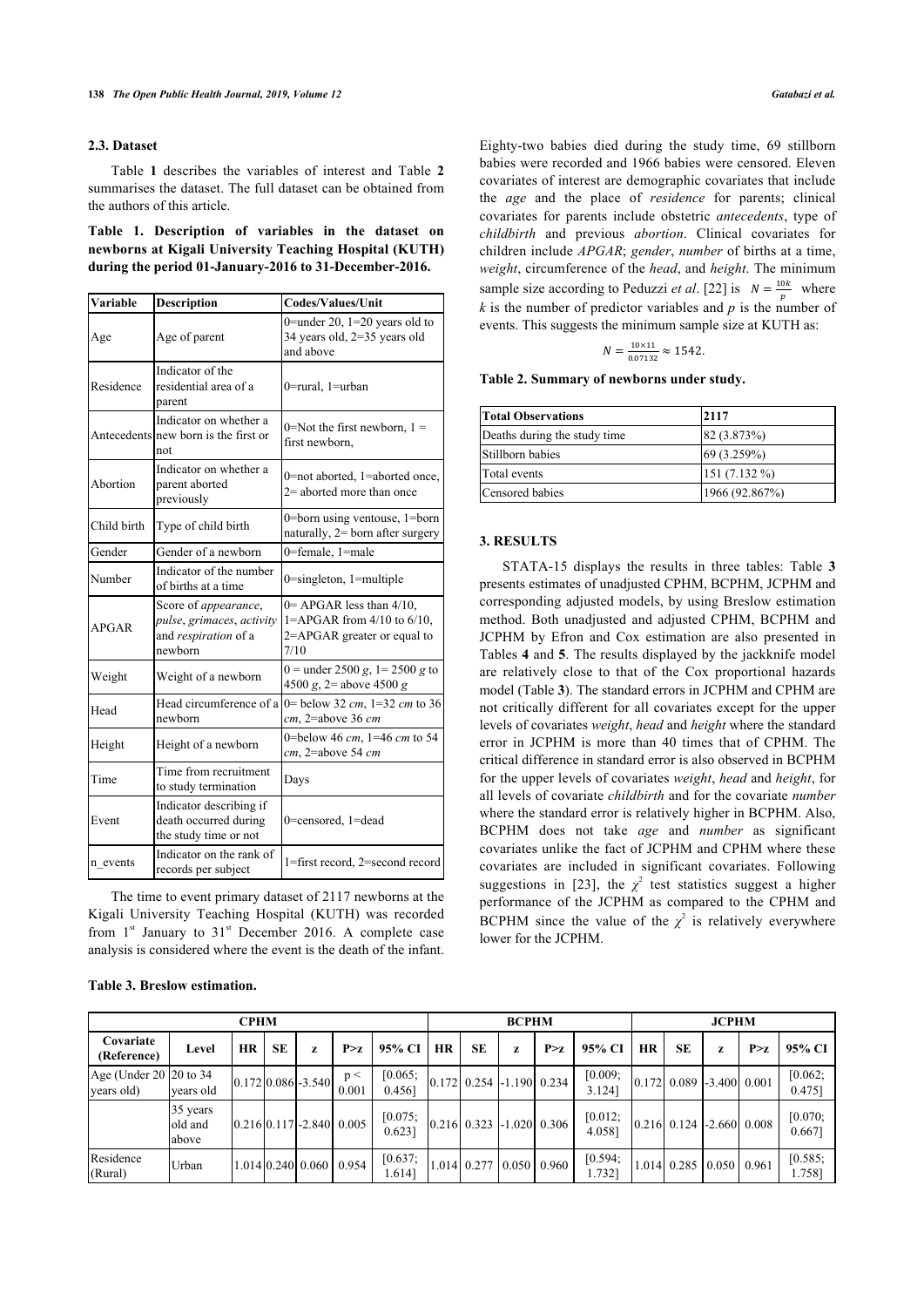### 2.3. Dataset

Table **1** describes the variables of interest and Table **2** summarises the dataset. The full dataset can be obtained from the authors of this article.

**Table 1. Description of variables in the dataset on newborns at Kigali University Teaching Hospital (KUTH) during the period 01-January-2016 to 31-December-2016.**

| Variable | Description | Codes/Values/Unit |
|---|---|---|
| Age | Age of parent | 0=under 20, 1=20 years old to 34 years old, 2=35 years old and above |
| Residence | Indicator of the residential area of a parent | 0=rural, 1=urban |
| Antecedents | Indicator on whether a new born is the first or not | 0=Not the first newborn, 1 = first newborn, |
| Abortion | Indicator on whether a parent aborted previously | 0=not aborted, 1=aborted once, 2= aborted more than once |
| Child birth | Type of child birth | 0=born using ventouse, 1=born naturally, 2= born after surgery |
| Gender | Gender of a newborn | 0=female, 1=male |
| Number | Indicator of the number of births at a time | 0=singleton, 1=multiple |
| APGAR | Score of *appearance*, *pulse*, *grimaces*, *activity* and *respiration* of a newborn | 0= APGAR less than 4/10, 1=APGAR from 4/10 to 6/10, 2=APGAR greater or equal to 7/10 |
| Weight | Weight of a newborn | 0 = under 2500 *g*, 1= 2500 *g* to 4500 *g*, 2= above 4500 *g* |
| Head | Head circumference of a newborn | 0= below 32 *cm*, 1=32 *cm* to 36 *cm*, 2=above 36 *cm* |
| Height | Height of a newborn | 0=below 46 *cm*, 1=46 *cm* to 54 *cm*, 2=above 54 *cm* |
| Time | Time from recruitment to study termination | Days |
| Event | Indicator describing if death occurred during the study time or not | 0=censored, 1=dead |
| n_events | Indicator on the rank of records per subject | 1=first record, 2=second record |

The time to event primary dataset of 2117 newborns at the Kigali University Teaching Hospital (KUTH) was recorded from 1st January to 31st December 2016. A complete case analysis is considered where the event is the death of the infant.

Eighty-two babies died during the study time, 69 stillborn babies were recorded and 1966 babies were censored. Eleven covariates of interest are demographic covariates that include the *age* and the place of *residence* for parents; clinical covariates for parents include obstetric *antecedents*, type of *childbirth* and previous *abortion*. Clinical covariates for children include *APGAR*; *gender*, *number* of births at a time, *weight*, circumference of the *head*, and *height*. The minimum sample size according to Peduzzi *et al*. [22] is $N = \frac{10k}{p}$ where $k$ is the number of predictor variables and $p$ is the number of events. This suggests the minimum sample size at KUTH as:

$$N = \frac{10 \times 11}{0.07132} \approx 1542.$$

**Table 2. Summary of newborns under study.**

| Total Observations | 2117 |
|---|---|
| Deaths during the study time | 82 (3.873%) |
| Stillborn babies | 69 (3.259%) |
| Total events | 151 (7.132 %) |
| Censored babies | 1966 (92.867%) |

## 3. RESULTS

STATA-15 displays the results in three tables: Table **3** presents estimates of unadjusted CPHM, BCPHM, JCPHM and corresponding adjusted models, by using Breslow estimation method. Both unadjusted and adjusted CPHM, BCPHM and JCPHM by Efron and Cox estimation are also presented in Tables **4** and **5**. The results displayed by the jackknife model are relatively close to that of the Cox proportional hazards model (Table **3**). The standard errors in JCPHM and CPHM are not critically different for all covariates except for the upper levels of covariates *weight*, *head* and *height* where the standard error in JCPHM is more than 40 times that of CPHM. The critical difference in standard error is also observed in BCPHM for the upper levels of covariates *weight*, *head* and *height*, for all levels of covariate *childbirth* and for the covariate *number* where the standard error is relatively higher in BCPHM. Also, BCPHM does not take *age* and *number* as significant covariates unlike the fact of JCPHM and CPHM where these covariates are included in significant covariates. Following suggestions in [23], the $\chi^2$ test statistics suggest a higher performance of the JCPHM as compared to the CPHM and BCPHM since the value of the $\chi^2$ is relatively everywhere lower for the JCPHM.

**Table 3. Breslow estimation.**

| | | CPHM | | | | | BCPHM | | | | | JCPHM | | | | | |
|---|---|---|---|---|---|---|---|---|---|---|---|---|---|---|---|---|---|
| Covariate (Reference) | Level | HR | SE | z | P>z | 95% CI | HR | SE | z | P>z | 95% CI | HR | SE | z | P>z | 95% CI |
| Age (Under 20 years old) | 20 to 34 years old | 0.172 | 0.086 | -3.540 | p < 0.001 | [0.065; 0.456] | 0.172 | 0.254 | -1.190 | 0.234 | [0.009; 3.124] | 0.172 | 0.089 | -3.400 | 0.001 | [0.062; 0.475] |
| | 35 years old and above | 0.216 | 0.117 | -2.840 | 0.005 | [0.075; 0.623] | 0.216 | 0.323 | -1.020 | 0.306 | [0.012; 4.058] | 0.216 | 0.124 | -2.660 | 0.008 | [0.070; 0.667] |
| Residence (Rural) | Urban | 1.014 | 0.240 | 0.060 | 0.954 | [0.637; 1.614] | 1.014 | 0.277 | 0.050 | 0.960 | [0.594; 1.732] | 1.014 | 0.285 | 0.050 | 0.961 | [0.585; 1.758] |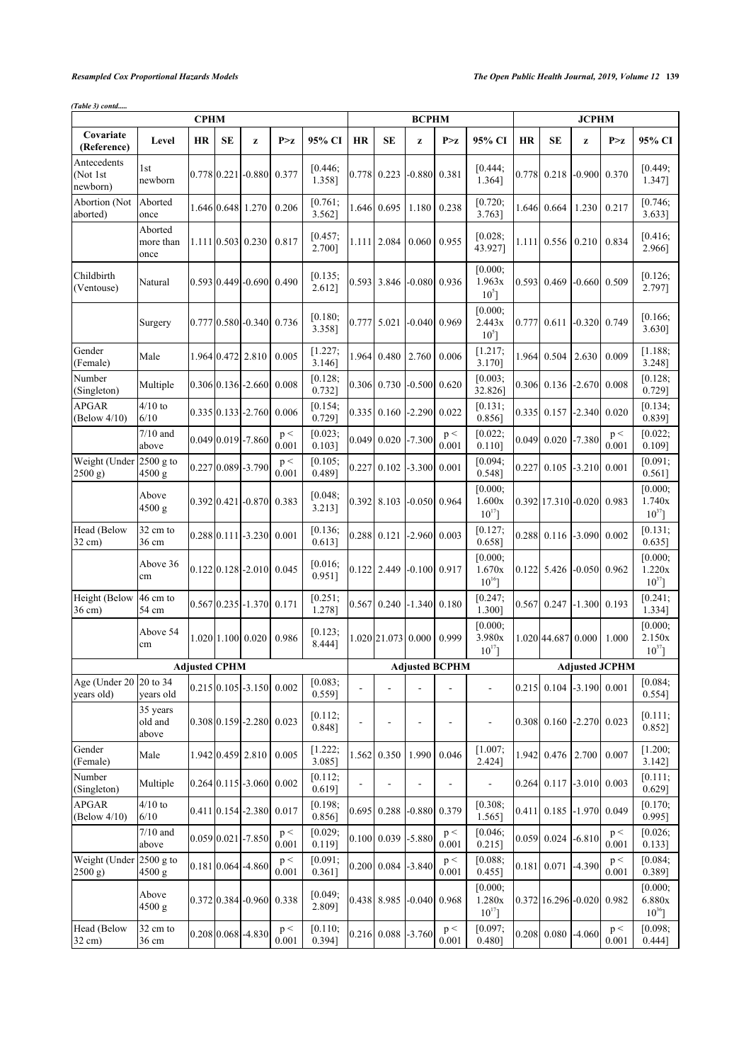*(Table 3) contd.....*

| Covariate (Reference) | Level | CPHM | | | | | BCPHM | | | | | JCPHM | | | | |
|---|---|---|---|---|---|---|---|---|---|---|---|---|---|---|---|---|
| | | HR | SE | z | P>z | 95% CI | HR | SE | z | P>z | 95% CI | HR | SE | z | P>z | 95% CI |
| Antecedents (Not 1st newborn) | 1st newborn | 0.778 | 0.221 | -0.880 | 0.377 | [0.446; 1.358] | 0.778 | 0.223 | -0.880 | 0.381 | [0.444; 1.364] | 0.778 | 0.218 | -0.900 | 0.370 | [0.449; 1.347] |
| Abortion (Not aborted) | Aborted once | 1.646 | 0.648 | 1.270 | 0.206 | [0.761; 3.562] | 1.646 | 0.695 | 1.180 | 0.238 | [0.720; 3.763] | 1.646 | 0.664 | 1.230 | 0.217 | [0.746; 3.633] |
| | Aborted more than once | 1.111 | 0.503 | 0.230 | 0.817 | [0.457; 2.700] | 1.111 | 2.084 | 0.060 | 0.955 | [0.028; 43.927] | 1.111 | 0.556 | 0.210 | 0.834 | [0.416; 2.966] |
| Childbirth (Ventouse) | Natural | 0.593 | 0.449 | -0.690 | 0.490 | [0.135; 2.612] | 0.593 | 3.846 | -0.080 | 0.936 | [0.000; $1.963 \times 10^{5}$] | 0.593 | 0.469 | -0.660 | 0.509 | [0.126; 2.797] |
| | Surgery | 0.777 | 0.580 | -0.340 | 0.736 | [0.180; 3.358] | 0.777 | 5.021 | -0.040 | 0.969 | [0.000; $2.443 \times 10^{5}$] | 0.777 | 0.611 | -0.320 | 0.749 | [0.166; 3.630] |
| Gender (Female) | Male | 1.964 | 0.472 | 2.810 | 0.005 | [1.227; 3.146] | 1.964 | 0.480 | 2.760 | 0.006 | [1.217; 3.170] | 1.964 | 0.504 | 2.630 | 0.009 | [1.188; 3.248] |
| Number (Singleton) | Multiple | 0.306 | 0.136 | -2.660 | 0.008 | [0.128; 0.732] | 0.306 | 0.730 | -0.500 | 0.620 | [0.003; 32.826] | 0.306 | 0.136 | -2.670 | 0.008 | [0.128; 0.729] |
| APGAR (Below 4/10) | 4/10 to 6/10 | 0.335 | 0.133 | -2.760 | 0.006 | [0.154; 0.729] | 0.335 | 0.160 | -2.290 | 0.022 | [0.131; 0.856] | 0.335 | 0.157 | -2.340 | 0.020 | [0.134; 0.839] |
| | 7/10 and above | 0.049 | 0.019 | -7.860 | $p < 0.001$ | [0.023; 0.103] | 0.049 | 0.020 | -7.300 | $p < 0.001$ | [0.022; 0.110] | 0.049 | 0.020 | -7.380 | $p < 0.001$ | [0.022; 0.109] |
| Weight (Under 2500 g) | 2500 g to 4500 g | 0.227 | 0.089 | -3.790 | $p < 0.001$ | [0.105; 0.489] | 0.227 | 0.102 | -3.300 | 0.001 | [0.094; 0.548] | 0.227 | 0.105 | -3.210 | 0.001 | [0.091; 0.561] |
| | Above 4500 g | 0.392 | 0.421 | -0.870 | 0.383 | [0.048; 3.213] | 0.392 | 8.103 | -0.050 | 0.964 | [0.000; $1.600 \times 10^{17}$] | 0.392 | 17.310 | -0.020 | 0.983 | [0.000; $1.740 \times 10^{37}$] |
| Head (Below 32 cm) | 32 cm to 36 cm | 0.288 | 0.111 | -3.230 | 0.001 | [0.136; 0.613] | 0.288 | 0.121 | -2.960 | 0.003 | [0.127; 0.658] | 0.288 | 0.116 | -3.090 | 0.002 | [0.131; 0.635] |
| | Above 36 cm | 0.122 | 0.128 | -2.010 | 0.045 | [0.016; 0.951] | 0.122 | 2.449 | -0.100 | 0.917 | [0.000; $1.670 \times 10^{16}$] | 0.122 | 5.426 | -0.050 | 0.962 | [0.000; $1.220 \times 10^{37}$] |
| Height (Below 36 cm) | 46 cm to 54 cm | 0.567 | 0.235 | -1.370 | 0.171 | [0.251; 1.278] | 0.567 | 0.240 | -1.340 | 0.180 | [0.247; 1.300] | 0.567 | 0.247 | -1.300 | 0.193 | [0.241; 1.334] |
| | Above 54 cm | 1.020 | 1.100 | 0.020 | 0.986 | [0.123; 8.444] | 1.020 | 21.073 | 0.000 | 0.999 | [0.000; $3.980 \times 10^{17}$] | 1.020 | 44.687 | 0.000 | 1.000 | [0.000; $2.150 \times 10^{37}$] |
| | | **Adjusted CPHM** | | | | | **Adjusted BCPHM** | | | | | **Adjusted JCPHM** | | | | |
| Age (Under 20 years old) | 20 to 34 years old | 0.215 | 0.105 | -3.150 | 0.002 | [0.083; 0.559] | - | - | - | - | - | 0.215 | 0.104 | -3.190 | 0.001 | [0.084; 0.554] |
| | 35 years old and above | 0.308 | 0.159 | -2.280 | 0.023 | [0.112; 0.848] | - | - | - | - | - | 0.308 | 0.160 | -2.270 | 0.023 | [0.111; 0.852] |
| Gender (Female) | Male | 1.942 | 0.459 | 2.810 | 0.005 | [1.222; 3.085] | 1.562 | 0.350 | 1.990 | 0.046 | [1.007; 2.424] | 1.942 | 0.476 | 2.700 | 0.007 | [1.200; 3.142] |
| Number (Singleton) | Multiple | 0.264 | 0.115 | -3.060 | 0.002 | [0.112; 0.619] | - | - | - | - | - | 0.264 | 0.117 | -3.010 | 0.003 | [0.111; 0.629] |
| APGAR (Below 4/10) | 4/10 to 6/10 | 0.411 | 0.154 | -2.380 | 0.017 | [0.198; 0.856] | 0.695 | 0.288 | -0.880 | 0.379 | [0.308; 1.565] | 0.411 | 0.185 | -1.970 | 0.049 | [0.170; 0.995] |
| | 7/10 and above | 0.059 | 0.021 | -7.850 | $p < 0.001$ | [0.029; 0.119] | 0.100 | 0.039 | -5.880 | $p < 0.001$ | [0.046; 0.215] | 0.059 | 0.024 | -6.810 | $p < 0.001$ | [0.026; 0.133] |
| Weight (Under 2500 g) | 2500 g to 4500 g | 0.181 | 0.064 | -4.860 | $p < 0.001$ | [0.091; 0.361] | 0.200 | 0.084 | -3.840 | $p < 0.001$ | [0.088; 0.455] | 0.181 | 0.071 | -4.390 | $p < 0.001$ | [0.084; 0.389] |
| | Above 4500 g | 0.372 | 0.384 | -0.960 | 0.338 | [0.049; 2.809] | 0.438 | 8.985 | -0.040 | 0.968 | [0.000; $1.280 \times 10^{17}$] | 0.372 | 16.296 | -0.020 | 0.982 | [0.000; $6.880 \times 10^{36}$] |
| Head (Below 32 cm) | 32 cm to 36 cm | 0.208 | 0.068 | -4.830 | $p < 0.001$ | [0.110; 0.394] | 0.216 | 0.088 | -3.760 | $p < 0.001$ | [0.097; 0.480] | 0.208 | 0.080 | -4.060 | $p < 0.001$ | [0.098; 0.444] |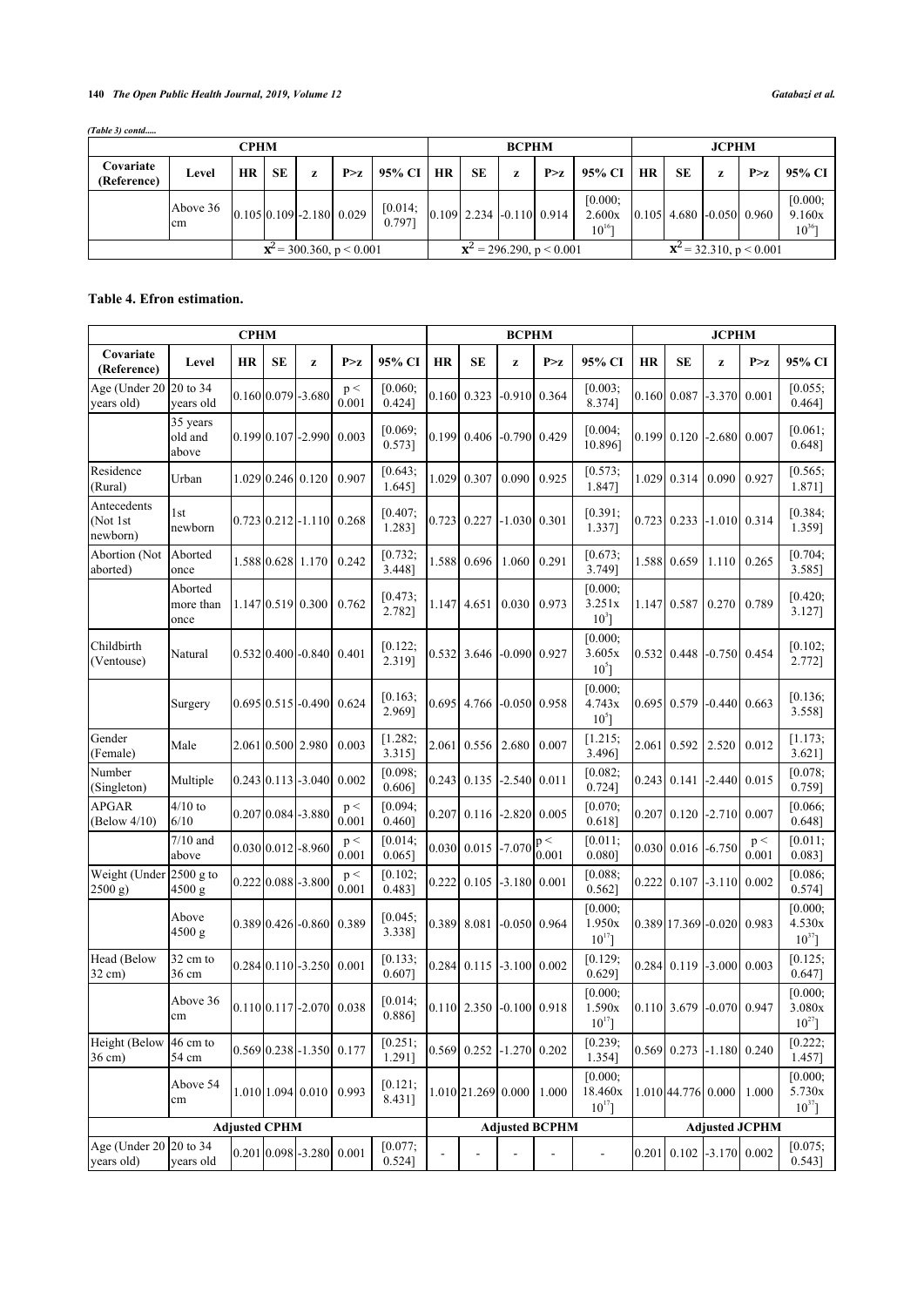*(Table 3) contd.....*

| CPHM | | | | | | | BCPHM | | | | | JCPHM | | | | |
|---|---|---|---|---|---|---|---|---|---|---|---|---|---|---|---|---|
| Covariate (Reference) | Level | HR | SE | z | P>z | 95% CI | HR | SE | z | P>z | 95% CI | HR | SE | z | P>z | 95% CI |
| | Above 36 cm | 0.105 | 0.109 | -2.180 | 0.029 | [0.014; 0.797] | 0.109 | 2.234 | -0.110 | 0.914 | [0.000; 2.600x $10^{16}$] | 0.105 | 4.680 | -0.050 | 0.960 | [0.000; 9.160x $10^{36}$] |
| | | $x^2$ = 300.360, $p < 0.001$ | | | | | $x^2$ = 296.290, $p < 0.001$ | | | | | $x^2$ = 32.310, $p < 0.001$ | | | | |

**Table 4. Efron estimation.**

| CPHM | | | | | | | BCPHM | | | | | JCPHM | | | | |
|---|---|---|---|---|---|---|---|---|---|---|---|---|---|---|---|---|
| Covariate (Reference) | Level | HR | SE | z | P>z | 95% CI | HR | SE | z | P>z | 95% CI | HR | SE | z | P>z | 95% CI |
| Age (Under 20 years old) | 20 to 34 years old | 0.160 | 0.079 | -3.680 | p < 0.001 | [0.060; 0.424] | 0.160 | 0.323 | -0.910 | 0.364 | [0.003; 8.374] | 0.160 | 0.087 | -3.370 | 0.001 | [0.055; 0.464] |
| | 35 years old and above | 0.199 | 0.107 | -2.990 | 0.003 | [0.069; 0.573] | 0.199 | 0.406 | -0.790 | 0.429 | [0.004; 10.896] | 0.199 | 0.120 | -2.680 | 0.007 | [0.061; 0.648] |
| Residence (Rural) | Urban | 1.029 | 0.246 | 0.120 | 0.907 | [0.643; 1.645] | 1.029 | 0.307 | 0.090 | 0.925 | [0.573; 1.847] | 1.029 | 0.314 | 0.090 | 0.927 | [0.565; 1.871] |
| Antecedents (Not 1st newborn) | 1st newborn | 0.723 | 0.212 | -1.110 | 0.268 | [0.407; 1.283] | 0.723 | 0.227 | -1.030 | 0.301 | [0.391; 1.337] | 0.723 | 0.233 | -1.010 | 0.314 | [0.384; 1.359] |
| Abortion (Not aborted) | Aborted once | 1.588 | 0.628 | 1.170 | 0.242 | [0.732; 3.448] | 1.588 | 0.696 | 1.060 | 0.291 | [0.673; 3.749] | 1.588 | 0.659 | 1.110 | 0.265 | [0.704; 3.585] |
| | Aborted more than once | 1.147 | 0.519 | 0.300 | 0.762 | [0.473; 2.782] | 1.147 | 4.651 | 0.030 | 0.973 | [0.000; 3.251x $10^{3}$] | 1.147 | 0.587 | 0.270 | 0.789 | [0.420; 3.127] |
| Childbirth (Ventouse) | Natural | 0.532 | 0.400 | -0.840 | 0.401 | [0.122; 2.319] | 0.532 | 3.646 | -0.090 | 0.927 | [0.000; 3.605x $10^{5}$] | 0.532 | 0.448 | -0.750 | 0.454 | [0.102; 2.772] |
| | Surgery | 0.695 | 0.515 | -0.490 | 0.624 | [0.163; 2.969] | 0.695 | 4.766 | -0.050 | 0.958 | [0.000; 4.743x $10^{5}$] | 0.695 | 0.579 | -0.440 | 0.663 | [0.136; 3.558] |
| Gender (Female) | Male | 2.061 | 0.500 | 2.980 | 0.003 | [1.282; 3.315] | 2.061 | 0.556 | 2.680 | 0.007 | [1.215; 3.496] | 2.061 | 0.592 | 2.520 | 0.012 | [1.173; 3.621] |
| Number (Singleton) | Multiple | 0.243 | 0.113 | -3.040 | 0.002 | [0.098; 0.606] | 0.243 | 0.135 | -2.540 | 0.011 | [0.082; 0.724] | 0.243 | 0.141 | -2.440 | 0.015 | [0.078; 0.759] |
| APGAR (Below 4/10) | 4/10 to 6/10 | 0.207 | 0.084 | -3.880 | p < 0.001 | [0.094; 0.460] | 0.207 | 0.116 | -2.820 | 0.005 | [0.070; 0.618] | 0.207 | 0.120 | -2.710 | 0.007 | [0.066; 0.648] |
| | 7/10 and above | 0.030 | 0.012 | -8.960 | p < 0.001 | [0.014; 0.065] | 0.030 | 0.015 | -7.070 | p < 0.001 | [0.011; 0.080] | 0.030 | 0.016 | -6.750 | p < 0.001 | [0.011; 0.083] |
| Weight (Under 2500 g) | 2500 g to 4500 g | 0.222 | 0.088 | -3.800 | p < 0.001 | [0.102; 0.483] | 0.222 | 0.105 | -3.180 | 0.001 | [0.088; 0.562] | 0.222 | 0.107 | -3.110 | 0.002 | [0.086; 0.574] |
| | Above 4500 g | 0.389 | 0.426 | -0.860 | 0.389 | [0.045; 3.338] | 0.389 | 8.081 | -0.050 | 0.964 | [0.000; 1.950x $10^{17}$] | 0.389 | 17.369 | -0.020 | 0.983 | [0.000; 4.530x $10^{37}$] |
| Head (Below 32 cm) | 32 cm to 36 cm | 0.284 | 0.110 | -3.250 | 0.001 | [0.133; 0.607] | 0.284 | 0.115 | -3.100 | 0.002 | [0.129; 0.629] | 0.284 | 0.119 | -3.000 | 0.003 | [0.125; 0.647] |
| | Above 36 cm | 0.110 | 0.117 | -2.070 | 0.038 | [0.014; 0.886] | 0.110 | 2.350 | -0.100 | 0.918 | [0.000; 1.590x $10^{17}$] | 0.110 | 3.679 | -0.070 | 0.947 | [0.000; 3.080x $10^{27}$] |
| Height (Below 36 cm) | 46 cm to 54 cm | 0.569 | 0.238 | -1.350 | 0.177 | [0.251; 1.291] | 0.569 | 0.252 | -1.270 | 0.202 | [0.239; 1.354] | 0.569 | 0.273 | -1.180 | 0.240 | [0.222; 1.457] |
| | Above 54 cm | 1.010 | 1.094 | 0.010 | 0.993 | [0.121; 8.431] | 1.010 | 21.269 | 0.000 | 1.000 | [0.000; 18.460x $10^{17}$] | 1.010 | 44.776 | 0.000 | 1.000 | [0.000; 5.730x $10^{37}$] |
| **Adjusted CPHM** | | | | | | | **Adjusted BCPHM** | | | | | **Adjusted JCPHM** | | | | |
| Age (Under 20 years old) | 20 to 34 years old | 0.201 | 0.098 | -3.280 | 0.001 | [0.077; 0.524] | - | - | - | - | - | 0.201 | 0.102 | -3.170 | 0.002 | [0.075; 0.543] |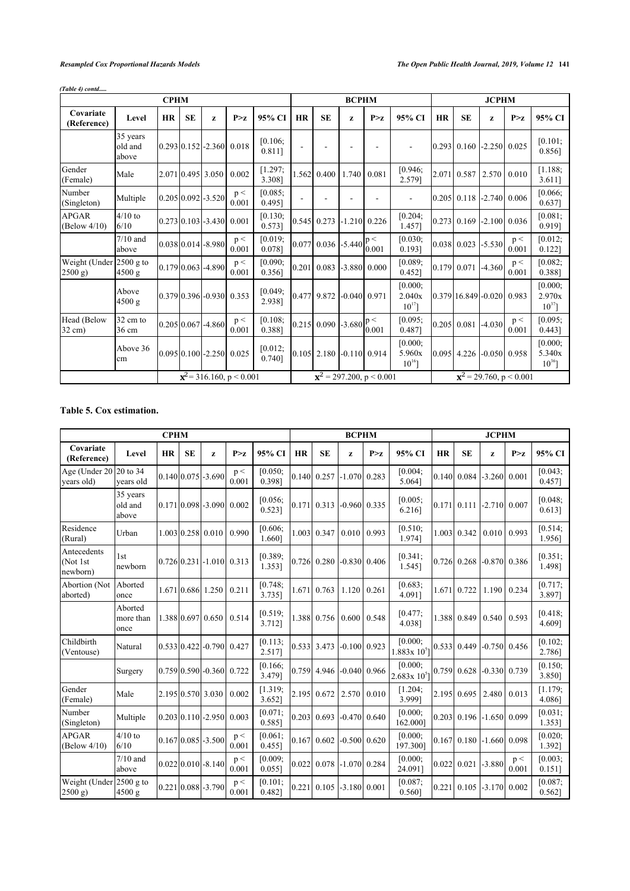*(Table 4) contd.....*

| | | CPHM | | | | | BCPHM | | | | | JCPHM | | | | |
|---|---|---|---|---|---|---|---|---|---|---|---|---|---|---|---|---|
| Covariate (Reference) | Level | HR | SE | z | P>z | 95% CI | HR | SE | z | P>z | 95% CI | HR | SE | z | P>z | 95% CI |
| | 35 years old and above | 0.293 | 0.152 | -2.360 | 0.018 | [0.106; 0.811] | - | - | - | - | - | 0.293 | 0.160 | -2.250 | 0.025 | [0.101; 0.856] |
| Gender (Female) | Male | 2.071 | 0.495 | 3.050 | 0.002 | [1.297; 3.308] | 1.562 | 0.400 | 1.740 | 0.081 | [0.946; 2.579] | 2.071 | 0.587 | 2.570 | 0.010 | [1.188; 3.611] |
| Number (Singleton) | Multiple | 0.205 | 0.092 | -3.520 | $p < 0.001$ | [0.085; 0.495] | - | - | - | - | - | 0.205 | 0.118 | -2.740 | 0.006 | [0.066; 0.637] |
| APGAR (Below 4/10) | 4/10 to 6/10 | 0.273 | 0.103 | -3.430 | 0.001 | [0.130; 0.573] | 0.545 | 0.273 | -1.210 | 0.226 | [0.204; 1.457] | 0.273 | 0.169 | -2.100 | 0.036 | [0.081; 0.919] |
| | 7/10 and above | 0.038 | 0.014 | -8.980 | $p < 0.001$ | [0.019; 0.078] | 0.077 | 0.036 | -5.440 | $p < 0.001$ | [0.030; 0.193] | 0.038 | 0.023 | -5.530 | $p < 0.001$ | [0.012; 0.122] |
| Weight (Under 2500 g) | 2500 g to 4500 g | 0.179 | 0.063 | -4.890 | $p < 0.001$ | [0.090; 0.356] | 0.201 | 0.083 | -3.880 | 0.000 | [0.089; 0.452] | 0.179 | 0.071 | -4.360 | $p < 0.001$ | [0.082; 0.388] |
| | Above 4500 g | 0.379 | 0.396 | -0.930 | 0.353 | [0.049; 2.938] | 0.477 | 9.872 | -0.040 | 0.971 | [0.000; $2.040 \times 10^{17}$] | 0.379 | 16.849 | -0.020 | 0.983 | [0.000; $2.970 \times 10^{37}$] |
| Head (Below 32 cm) | 32 cm to 36 cm | 0.205 | 0.067 | -4.860 | $p < 0.001$ | [0.108; 0.388] | 0.215 | 0.090 | -3.680 | $p < 0.001$ | [0.095; 0.487] | 0.205 | 0.081 | -4.030 | $p < 0.001$ | [0.095; 0.443] |
| | Above 36 cm | 0.095 | 0.100 | -2.250 | 0.025 | [0.012; 0.740] | 0.105 | 2.180 | -0.110 | 0.914 | [0.000; $5.960 \times 10^{16}$] | 0.095 | 4.226 | -0.050 | 0.958 | [0.000; $5.340 \times 10^{36}$] |
| | | $x^2 = 316.160$, $p < 0.001$ | | | | | $x^2 = 297.200$, $p < 0.001$ | | | | | $x^2 = 29.760$, $p < 0.001$ | | | | |

### Table 5. Cox estimation.

| | | CPHM | | | | | BCPHM | | | | | JCPHM | | | | |
|---|---|---|---|---|---|---|---|---|---|---|---|---|---|---|---|---|
| Covariate (Reference) | Level | HR | SE | z | P>z | 95% CI | HR | SE | z | P>z | 95% CI | HR | SE | z | P>z | 95% CI |
| Age (Under 20 years old) | 20 to 34 years old | 0.140 | 0.075 | -3.690 | $p < 0.001$ | [0.050; 0.398] | 0.140 | 0.257 | -1.070 | 0.283 | [0.004; 5.064] | 0.140 | 0.084 | -3.260 | 0.001 | [0.043; 0.457] |
| | 35 years old and above | 0.171 | 0.098 | -3.090 | 0.002 | [0.056; 0.523] | 0.171 | 0.313 | -0.960 | 0.335 | [0.005; 6.216] | 0.171 | 0.111 | -2.710 | 0.007 | [0.048; 0.613] |
| Residence (Rural) | Urban | 1.003 | 0.258 | 0.010 | 0.990 | [0.606; 1.660] | 1.003 | 0.347 | 0.010 | 0.993 | [0.510; 1.974] | 1.003 | 0.342 | 0.010 | 0.993 | [0.514; 1.956] |
| Antecedents (Not 1st newborn) | 1st newborn | 0.726 | 0.231 | -1.010 | 0.313 | [0.389; 1.353] | 0.726 | 0.280 | -0.830 | 0.406 | [0.341; 1.545] | 0.726 | 0.268 | -0.870 | 0.386 | [0.351; 1.498] |
| Abortion (Not aborted) | Aborted once | 1.671 | 0.686 | 1.250 | 0.211 | [0.748; 3.735] | 1.671 | 0.763 | 1.120 | 0.261 | [0.683; 4.091] | 1.671 | 0.722 | 1.190 | 0.234 | [0.717; 3.897] |
| | Aborted more than once | 1.388 | 0.697 | 0.650 | 0.514 | [0.519; 3.712] | 1.388 | 0.756 | 0.600 | 0.548 | [0.477; 4.038] | 1.388 | 0.849 | 0.540 | 0.593 | [0.418; 4.609] |
| Childbirth (Ventouse) | Natural | 0.533 | 0.422 | -0.790 | 0.427 | [0.113; 2.517] | 0.533 | 3.473 | -0.100 | 0.923 | [0.000; $1.883 \times 10^{5}$] | 0.533 | 0.449 | -0.750 | 0.456 | [0.102; 2.786] |
| | Surgery | 0.759 | 0.590 | -0.360 | 0.722 | [0.166; 3.479] | 0.759 | 4.946 | -0.040 | 0.966 | [0.000; $2.683 \times 10^{5}$] | 0.759 | 0.628 | -0.330 | 0.739 | [0.150; 3.850] |
| Gender (Female) | Male | 2.195 | 0.570 | 3.030 | 0.002 | [1.319; 3.652] | 2.195 | 0.672 | 2.570 | 0.010 | [1.204; 3.999] | 2.195 | 0.695 | 2.480 | 0.013 | [1.179; 4.086] |
| Number (Singleton) | Multiple | 0.203 | 0.110 | -2.950 | 0.003 | [0.071; 0.585] | 0.203 | 0.693 | -0.470 | 0.640 | [0.000; 162.000] | 0.203 | 0.196 | -1.650 | 0.099 | [0.031; 1.353] |
| APGAR (Below 4/10) | 4/10 to 6/10 | 0.167 | 0.085 | -3.500 | $p < 0.001$ | [0.061; 0.455] | 0.167 | 0.602 | -0.500 | 0.620 | [0.000; 197.300] | 0.167 | 0.180 | -1.660 | 0.098 | [0.020; 1.392] |
| | 7/10 and above | 0.022 | 0.010 | -8.140 | $p < 0.001$ | [0.009; 0.055] | 0.022 | 0.078 | -1.070 | 0.284 | [0.000; 24.091] | 0.022 | 0.021 | -3.880 | $p < 0.001$ | [0.003; 0.151] |
| Weight (Under 2500 g) | 2500 g to 4500 g | 0.221 | 0.088 | -3.790 | $p < 0.001$ | [0.101; 0.482] | 0.221 | 0.105 | -3.180 | 0.001 | [0.087; 0.560] | 0.221 | 0.105 | -3.170 | 0.002 | [0.087; 0.562] |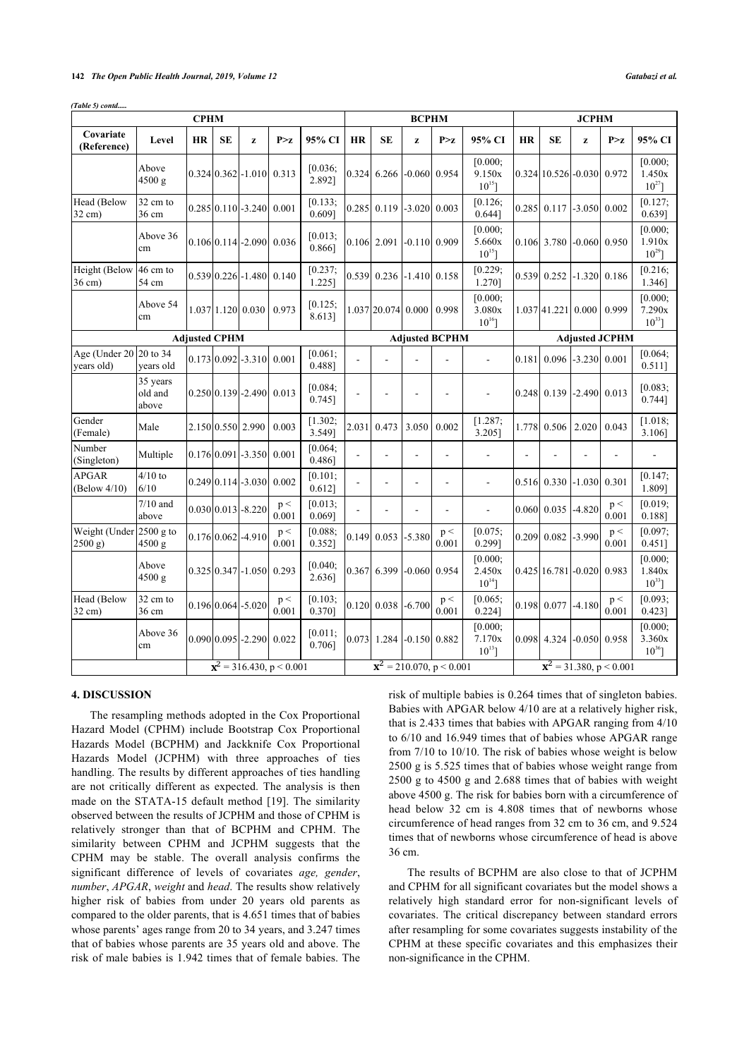*(Table 5) contd.....*

| | | CPHM | | | | | BCPHM | | | | | JCPHM | | | | |
|---|---|---|---|---|---|---|---|---|---|---|---|---|---|---|---|---|
| **Covariate (Reference)** | **Level** | **HR** | **SE** | **z** | **P>z** | **95% CI** | **HR** | **SE** | **z** | **P>z** | **95% CI** | **HR** | **SE** | **z** | **P>z** | **95% CI** |
| | Above 4500 g | 0.324 | 0.362 | -1.010 | 0.313 | [0.036; 2.892] | 0.324 | 6.266 | -0.060 | 0.954 | [0.000; 9.150x $10^{15}$] | 0.324 | 10.526 | -0.030 | 0.972 | [0.000; 1.450x $10^{27}$] |
| Head (Below 32 cm) | 32 cm to 36 cm | 0.285 | 0.110 | -3.240 | 0.001 | [0.133; 0.609] | 0.285 | 0.119 | -3.020 | 0.003 | [0.126; 0.644] | 0.285 | 0.117 | -3.050 | 0.002 | [0.127; 0.639] |
| | Above 36 cm | 0.106 | 0.114 | -2.090 | 0.036 | [0.013; 0.866] | 0.106 | 2.091 | -0.110 | 0.909 | [0.000; 5.660x $10^{15}$] | 0.106 | 3.780 | -0.060 | 0.950 | [0.000; 1.910x $10^{29}$] |
| Height (Below 36 cm) | 46 cm to 54 cm | 0.539 | 0.226 | -1.480 | 0.140 | [0.237; 1.225] | 0.539 | 0.236 | -1.410 | 0.158 | [0.229; 1.270] | 0.539 | 0.252 | -1.320 | 0.186 | [0.216; 1.346] |
| | Above 54 cm | 1.037 | 1.120 | 0.030 | 0.973 | [0.125; 8.613] | 1.037 | 20.074 | 0.000 | 0.998 | [0.000; 3.080x $10^{16}$] | 1.037 | 41.221 | 0.000 | 0.999 | [0.000; 7.290x $10^{33}$] |
| | | **Adjusted CPHM** | | | | | **Adjusted BCPHM** | | | | | **Adjusted JCPHM** | | | | |
| Age (Under 20 years old) | 20 to 34 years old | 0.173 | 0.092 | -3.310 | 0.001 | [0.061; 0.488] | - | - | - | - | - | 0.181 | 0.096 | -3.230 | 0.001 | [0.064; 0.511] |
| | 35 years old and above | 0.250 | 0.139 | -2.490 | 0.013 | [0.084; 0.745] | - | - | - | - | - | 0.248 | 0.139 | -2.490 | 0.013 | [0.083; 0.744] |
| Gender (Female) | Male | 2.150 | 0.550 | 2.990 | 0.003 | [1.302; 3.549] | 2.031 | 0.473 | 3.050 | 0.002 | [1.287; 3.205] | 1.778 | 0.506 | 2.020 | 0.043 | [1.018; 3.106] |
| Number (Singleton) | Multiple | 0.176 | 0.091 | -3.350 | 0.001 | [0.064; 0.486] | - | - | - | - | - | - | - | - | - | - |
| APGAR (Below 4/10) | 4/10 to 6/10 | 0.249 | 0.114 | -3.030 | 0.002 | [0.101; 0.612] | - | - | - | - | - | 0.516 | 0.330 | -1.030 | 0.301 | [0.147; 1.809] |
| | 7/10 and above | 0.030 | 0.013 | -8.220 | $p < 0.001$ | [0.013; 0.069] | - | - | - | - | - | 0.060 | 0.035 | -4.820 | $p < 0.001$ | [0.019; 0.188] |
| Weight (Under 2500 g) | 2500 g to 4500 g | 0.176 | 0.062 | -4.910 | $p < 0.001$ | [0.088; 0.352] | 0.149 | 0.053 | -5.380 | $p < 0.001$ | [0.075; 0.299] | 0.209 | 0.082 | -3.990 | $p < 0.001$ | [0.097; 0.451] |
| | Above 4500 g | 0.325 | 0.347 | -1.050 | 0.293 | [0.040; 2.636] | 0.367 | 6.399 | -0.060 | 0.954 | [0.000; 2.450x $10^{14}$] | 0.425 | 16.781 | -0.020 | 0.983 | [0.000; 1.840x $10^{33}$] |
| Head (Below 32 cm) | 32 cm to 36 cm | 0.196 | 0.064 | -5.020 | $p < 0.001$ | [0.103; 0.370] | 0.120 | 0.038 | -6.700 | $p < 0.001$ | [0.065; 0.224] | 0.198 | 0.077 | -4.180 | $p < 0.001$ | [0.093; 0.423] |
| | Above 36 cm | 0.090 | 0.095 | -2.290 | 0.022 | [0.011; 0.706] | 0.073 | 1.284 | -0.150 | 0.882 | [0.000; 7.170x $10^{13}$] | 0.098 | 4.324 | -0.050 | 0.958 | [0.000; 3.360x $10^{36}$] |
| | | $X^2 = 316.430$, $p < 0.001$ | | | | | $X^2 = 210.070$, $p < 0.001$ | | | | | $X^2 = 31.380$, $p < 0.001$ | | | | |

## 4. DISCUSSION

The resampling methods adopted in the Cox Proportional Hazard Model (CPHM) include Bootstrap Cox Proportional Hazards Model (BCPHM) and Jackknife Cox Proportional Hazards Model (JCPHM) with three approaches of ties handling. The results by different approaches of ties handling are not critically different as expected. The analysis is then made on the STATA-15 default method [19]. The similarity observed between the results of JCPHM and those of CPHM is relatively stronger than that of BCPHM and CPHM. The similarity between CPHM and JCPHM suggests that the CPHM may be stable. The overall analysis confirms the significant difference of levels of covariates *age, gender*, *number*, *APGAR*, *weight* and *head*. The results show relatively higher risk of babies from under 20 years old parents as compared to the older parents, that is 4.651 times that of babies whose parents' ages range from 20 to 34 years, and 3.247 times that of babies whose parents are 35 years old and above. The risk of male babies is 1.942 times that of female babies. The risk of multiple babies is 0.264 times that of singleton babies. Babies with APGAR below 4/10 are at a relatively higher risk, that is 2.433 times that babies with APGAR ranging from 4/10 to 6/10 and 16.949 times that of babies whose APGAR range from 7/10 to 10/10. The risk of babies whose weight is below 2500 g is 5.525 times that of babies whose weight range from 2500 g to 4500 g and 2.688 times that of babies with weight above 4500 g. The risk for babies born with a circumference of head below 32 cm is 4.808 times that of newborns whose circumference of head ranges from 32 cm to 36 cm, and 9.524 times that of newborns whose circumference of head is above 36 cm.

The results of BCPHM are also close to that of JCPHM and CPHM for all significant covariates but the model shows a relatively high standard error for non-significant levels of covariates. The critical discrepancy between standard errors after resampling for some covariates suggests instability of the CPHM at these specific covariates and this emphasizes their non-significance in the CPHM.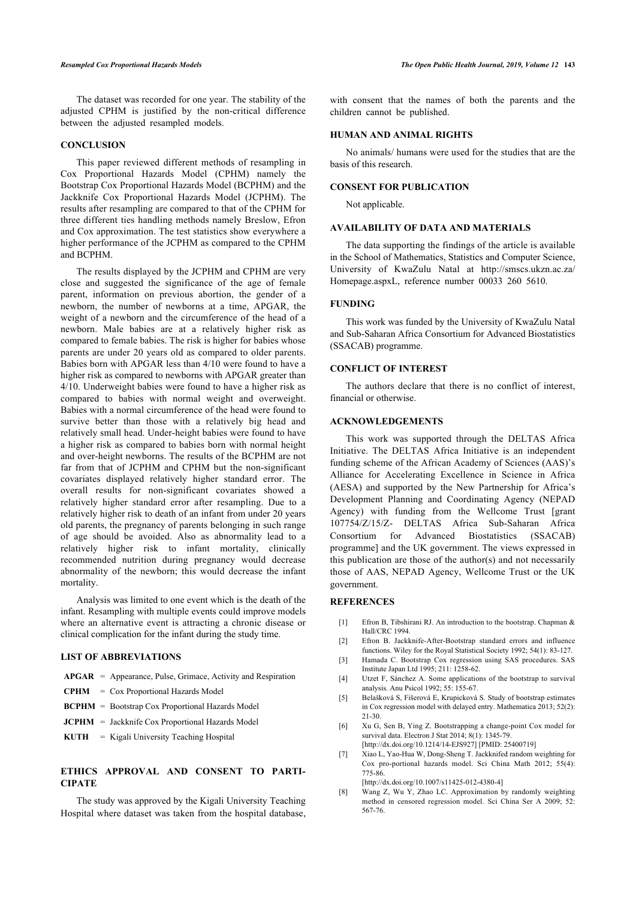The dataset was recorded for one year. The stability of the adjusted CPHM is justified by the non-critical difference between the adjusted resampled models.

## CONCLUSION

This paper reviewed different methods of resampling in Cox Proportional Hazards Model (CPHM) namely the Bootstrap Cox Proportional Hazards Model (BCPHM) and the Jackknife Cox Proportional Hazards Model (JCPHM). The results after resampling are compared to that of the CPHM for three different ties handling methods namely Breslow, Efron and Cox approximation. The test statistics show everywhere a higher performance of the JCPHM as compared to the CPHM and BCPHM.

The results displayed by the JCPHM and CPHM are very close and suggested the significance of the age of female parent, information on previous abortion, the gender of a newborn, the number of newborns at a time, APGAR, the weight of a newborn and the circumference of the head of a newborn. Male babies are at a relatively higher risk as compared to female babies. The risk is higher for babies whose parents are under 20 years old as compared to older parents. Babies born with APGAR less than 4/10 were found to have a higher risk as compared to newborns with APGAR greater than 4/10. Underweight babies were found to have a higher risk as compared to babies with normal weight and overweight. Babies with a normal circumference of the head were found to survive better than those with a relatively big head and relatively small head. Under-height babies were found to have a higher risk as compared to babies born with normal height and over-height newborns. The results of the BCPHM are not far from that of JCPHM and CPHM but the non-significant covariates displayed relatively higher standard error. The overall results for non-significant covariates showed a relatively higher standard error after resampling. Due to a relatively higher risk to death of an infant from under 20 years old parents, the pregnancy of parents belonging in such range of age should be avoided. Also as abnormality lead to a relatively higher risk to infant mortality, clinically recommended nutrition during pregnancy would decrease abnormality of the newborn; this would decrease the infant mortality.

Analysis was limited to one event which is the death of the infant. Resampling with multiple events could improve models where an alternative event is attracting a chronic disease or clinical complication for the infant during the study time.

## LIST OF ABBREVIATIONS

- **APGAR** = Appearance, Pulse, Grimace, Activity and Respiration
- **CPHM** = Cox Proportional Hazards Model
- **BCPHM** = Bootstrap Cox Proportional Hazards Model
- **JCPHM** = Jackknife Cox Proportional Hazards Model
- **KUTH** = Kigali University Teaching Hospital

## ETHICS APPROVAL AND CONSENT TO PARTICIPATE

The study was approved by the Kigali University Teaching Hospital where dataset was taken from the hospital database, with consent that the names of both the parents and the children cannot be published.

## HUMAN AND ANIMAL RIGHTS

No animals/ humans were used for the studies that are the basis of this research.

## CONSENT FOR PUBLICATION

Not applicable.

## AVAILABILITY OF DATA AND MATERIALS

The data supporting the findings of the article is available in the School of Mathematics, Statistics and Computer Science, University of KwaZulu Natal at http://smscs.ukzn.ac.za/Homepage.aspxL, reference number 00033 260 5610.

## FUNDING

This work was funded by the University of KwaZulu Natal and Sub-Saharan Africa Consortium for Advanced Biostatistics (SSACAB) programme.

## CONFLICT OF INTEREST

The authors declare that there is no conflict of interest, financial or otherwise.

## ACKNOWLEDGEMENTS

This work was supported through the DELTAS Africa Initiative. The DELTAS Africa Initiative is an independent funding scheme of the African Academy of Sciences (AAS)'s Alliance for Accelerating Excellence in Science in Africa (AESA) and supported by the New Partnership for Africa's Development Planning and Coordinating Agency (NEPAD Agency) with funding from the Wellcome Trust [grant 107754/Z/15/Z- DELTAS Africa Sub-Saharan Africa Consortium for Advanced Biostatistics (SSACAB) programme] and the UK government. The views expressed in this publication are those of the author(s) and not necessarily those of AAS, NEPAD Agency, Wellcome Trust or the UK government.

## REFERENCES

[1] Efron B, Tibshirani RJ. An introduction to the bootstrap. Chapman & Hall/CRC 1994.

[2] Efron B. Jackknife-After-Bootstrap standard errors and influence functions. Wiley for the Royal Statistical Society 1992; 54(1): 83-127.

[3] Hamada C. Bootstrap Cox regression using SAS procedures. SAS Institute Japan Ltd 1995; 211: 1258-62.

[4] Utzet F, Sánchez A. Some applications of the bootstrap to survival analysis. Anu Psicol 1992; 55: 155-67.

[5] Belašková S, Fišerová E, Krupicková S. Study of bootstrap estimates in Cox regression model with delayed entry. Mathematica 2013; 52(2): 21-30.

[6] Xu G, Sen B, Ying Z. Bootstrapping a change-point Cox model for survival data. Electron J Stat 2014; 8(1): 1345-79. [http://dx.doi.org/10.1214/14-EJS927] [PMID: 25400719]

[7] Xiao L, Yao-Hua W, Dong-Sheng T. Jackknifed random weighting for Cox pro-portional hazards model. Sci China Math 2012; 55(4): 775-86. [http://dx.doi.org/10.1007/s11425-012-4380-4]

[8] Wang Z, Wu Y, Zhao LC. Approximation by randomly weighting method in censored regression model. Sci China Ser A 2009; 52: 567-76.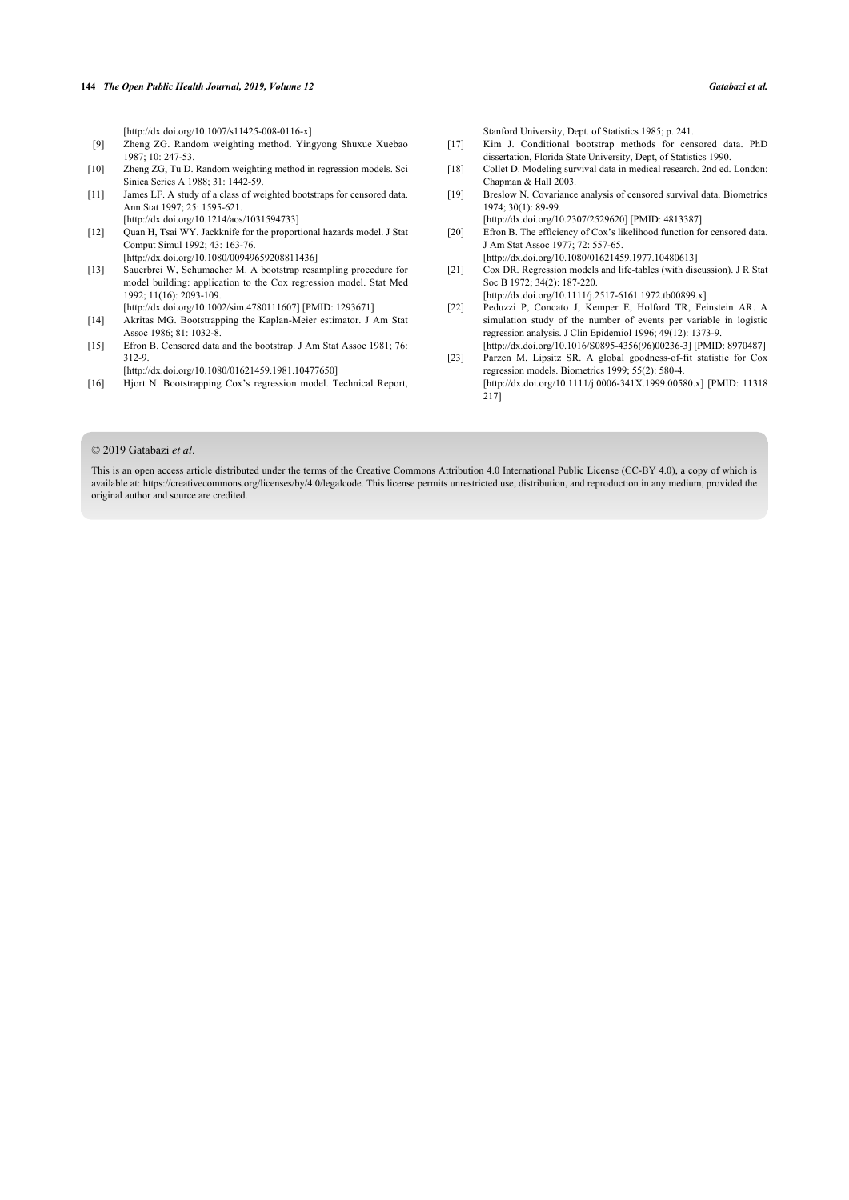[http://dx.doi.org/10.1007/s11425-008-0116-x]

[9] Zheng ZG. Random weighting method. Yingyong Shuxue Xuebao 1987; 10: 247-53.

[10] Zheng ZG, Tu D. Random weighting method in regression models. Sci Sinica Series A 1988; 31: 1442-59.

[11] James LF. A study of a class of weighted bootstraps for censored data. Ann Stat 1997; 25: 1595-621. [http://dx.doi.org/10.1214/aos/1031594733]

[12] Quan H, Tsai WY. Jackknife for the proportional hazards model. J Stat Comput Simul 1992; 43: 163-76. [http://dx.doi.org/10.1080/00949659208811436]

[13] Sauerbrei W, Schumacher M. A bootstrap resampling procedure for model building: application to the Cox regression model. Stat Med 1992; 11(16): 2093-109. [http://dx.doi.org/10.1002/sim.4780111607] [PMID: 1293671]

[14] Akritas MG. Bootstrapping the Kaplan-Meier estimator. J Am Stat Assoc 1986; 81: 1032-8.

[15] Efron B. Censored data and the bootstrap. J Am Stat Assoc 1981; 76: 312-9. [http://dx.doi.org/10.1080/01621459.1981.10477650]

[16] Hjort N. Bootstrapping Cox's regression model. Technical Report, Stanford University, Dept. of Statistics 1985; p. 241.

[17] Kim J. Conditional bootstrap methods for censored data. PhD dissertation, Florida State University, Dept, of Statistics 1990.

[18] Collet D. Modeling survival data in medical research. 2nd ed. London: Chapman & Hall 2003.

[19] Breslow N. Covariance analysis of censored survival data. Biometrics 1974; 30(1): 89-99. [http://dx.doi.org/10.2307/2529620] [PMID: 4813387]

[20] Efron B. The efficiency of Cox's likelihood function for censored data. J Am Stat Assoc 1977; 72: 557-65. [http://dx.doi.org/10.1080/01621459.1977.10480613]

[21] Cox DR. Regression models and life-tables (with discussion). J R Stat Soc B 1972; 34(2): 187-220. [http://dx.doi.org/10.1111/j.2517-6161.1972.tb00899.x]

[22] Peduzzi P, Concato J, Kemper E, Holford TR, Feinstein AR. A simulation study of the number of events per variable in logistic regression analysis. J Clin Epidemiol 1996; 49(12): 1373-9. [http://dx.doi.org/10.1016/S0895-4356(96)00236-3] [PMID: 8970487]

[23] Parzen M, Lipsitz SR. A global goodness-of-fit statistic for Cox regression models. Biometrics 1999; 55(2): 580-4. [http://dx.doi.org/10.1111/j.0006-341X.1999.00580.x] [PMID: 11318217]

© 2019 Gatabazi *et al*.

This is an open access article distributed under the terms of the Creative Commons Attribution 4.0 International Public License (CC-BY 4.0), a copy of which is available at: https://creativecommons.org/licenses/by/4.0/legalcode. This license permits unrestricted use, distribution, and reproduction in any medium, provided the original author and source are credited.